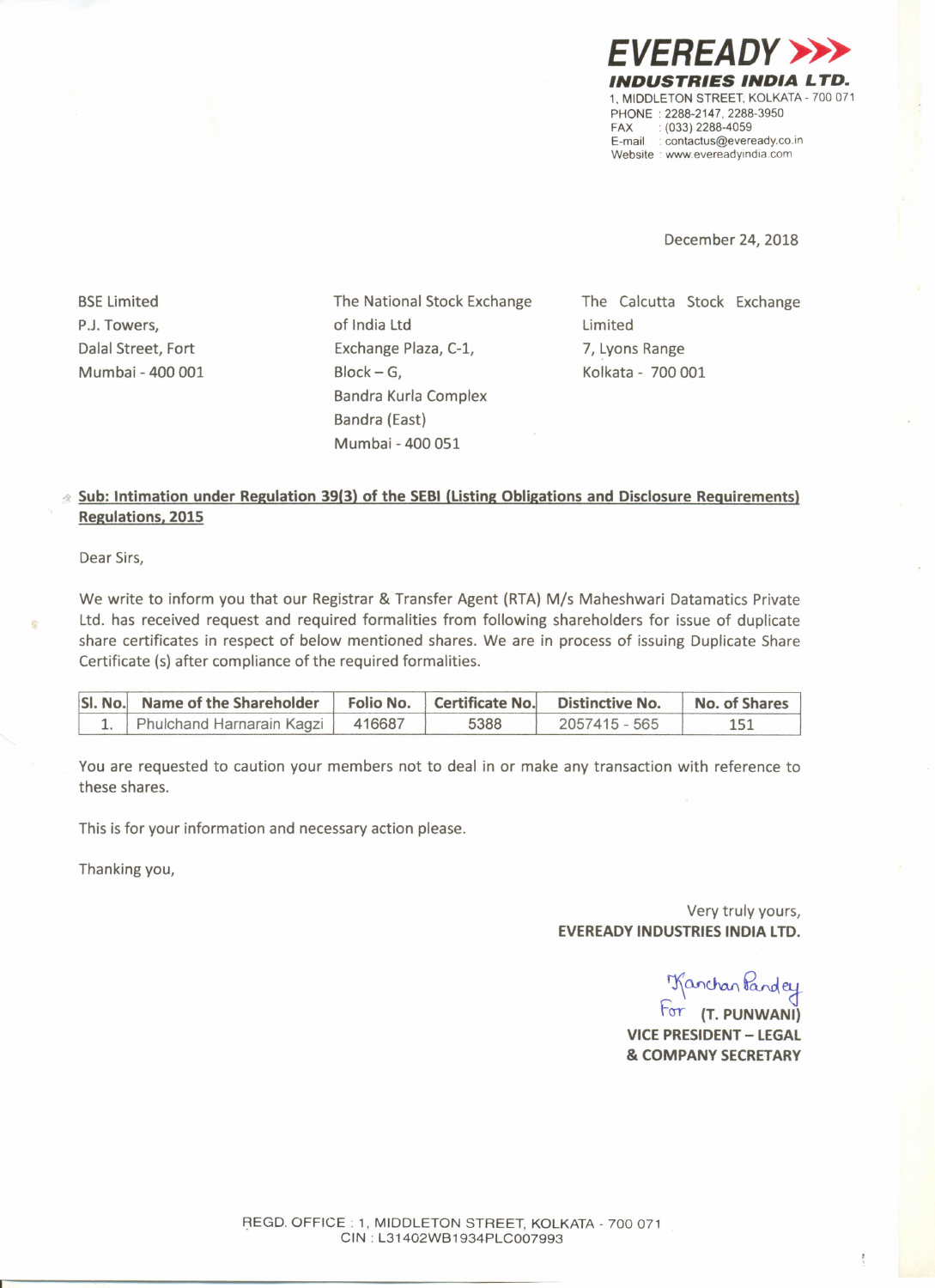**EVEREADY**

**INDUSTRIES INDIA LTD.**

1, MIDDLETON STREET, KOLKATA - 700 071
PHONE : 2288-2147, 2288-3950
FAX : (033) 2288-4059
E-mail : contactus@eveready.co.in
Website : www.evereadyindia.com

December 24, 2018

BSE Limited
P.J. Towers,
Dalal Street, Fort
Mumbai - 400 001

The National Stock Exchange of India Ltd
Exchange Plaza, C-1,
Block – G,
Bandra Kurla Complex
Bandra (East)
Mumbai - 400 051

The Calcutta Stock Exchange Limited
7, Lyons Range
Kolkata - 700 001

**Sub: Intimation under Regulation 39(3) of the SEBI (Listing Obligations and Disclosure Requirements) Regulations, 2015**

Dear Sirs,

We write to inform you that our Registrar & Transfer Agent (RTA) M/s Maheshwari Datamatics Private Ltd. has received request and required formalities from following shareholders for issue of duplicate share certificates in respect of below mentioned shares. We are in process of issuing Duplicate Share Certificate (s) after compliance of the required formalities.

| Sl. No. | Name of the Shareholder | Folio No. | Certificate No. | Distinctive No. | No. of Shares |
|---|---|---|---|---|---|
| 1. | Phulchand Harnarain Kagzi | 416687 | 5388 | 2057415 - 565 | 151 |

You are requested to caution your members not to deal in or make any transaction with reference to these shares.

This is for your information and necessary action please.

Thanking you,

Very truly yours,
**EVEREADY INDUSTRIES INDIA LTD.**

Kanchan Pandey
For **(T. PUNWANI)**
**VICE PRESIDENT – LEGAL & COMPANY SECRETARY**

REGD. OFFICE : 1, MIDDLETON STREET, KOLKATA - 700 071
CIN : L31402WB1934PLC007993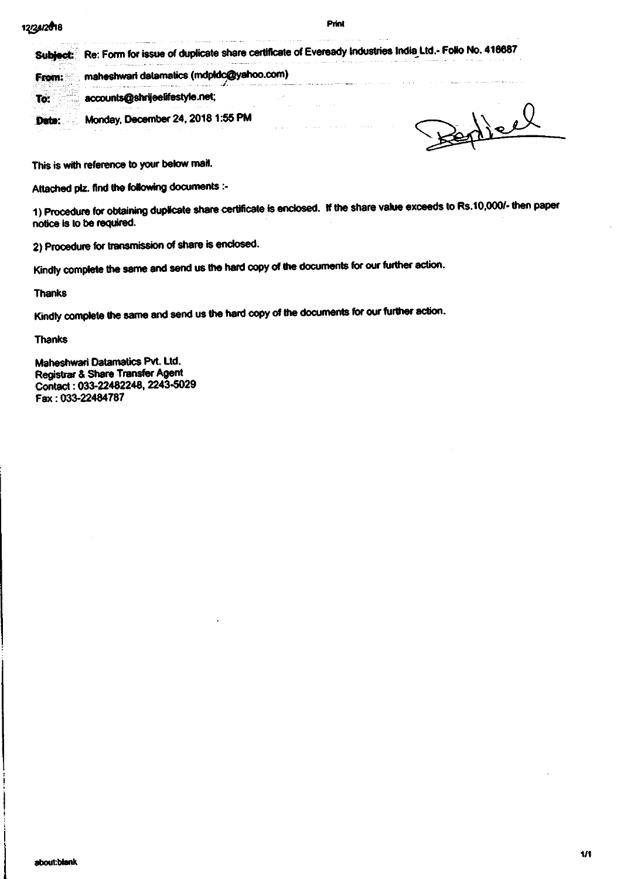**Subject:** Re: Form for issue of duplicate share certificate of Eveready Industries India Ltd.- Folio No. 416687

**From:** maheshwari datamatics (mdpldc@yahoo.com)

**To:** accounts@shrijeelifestyle.net;

**Date:** Monday, December 24, 2018 1:55 PM

Replied

This is with reference to your below mail.

Attached plz. find the following documents :-

1) Procedure for obtaining duplicate share certificate is enclosed. If the share value exceeds to Rs.10,000/- then paper notice is to be required.

2) Procedure for transmission of share is enclosed.

Kindly complete the same and send us the hard copy of the documents for our further action.

Thanks

Kindly complete the same and send us the hard copy of the documents for our further action.

Thanks

Maheshwari Datamatics Pvt. Ltd.
Registrar & Share Transfer Agent
Contact : 033-22482248, 2243-5029
Fax : 033-22484787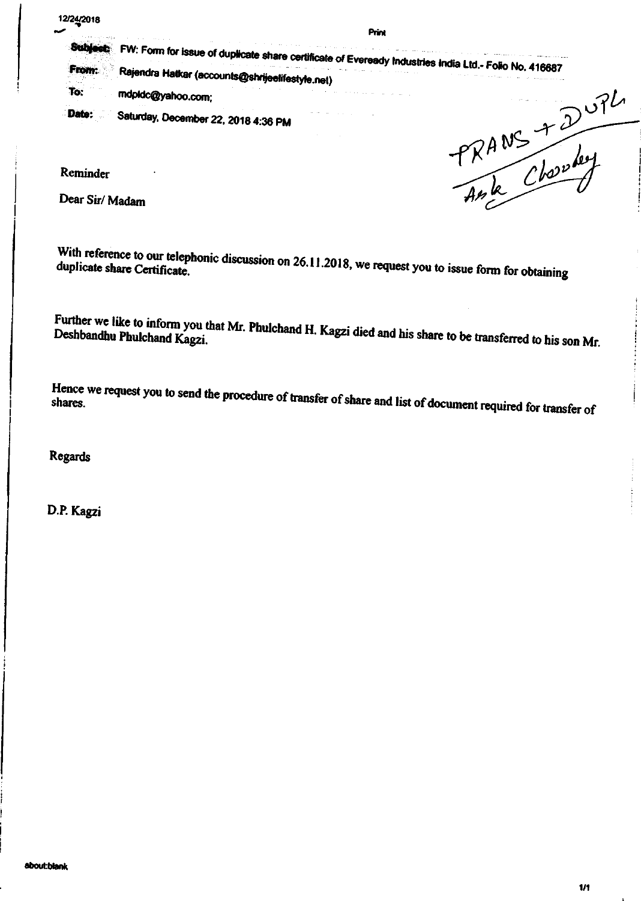12/24/2018

Print

**Subject:** FW: Form for issue of duplicate share certificate of Eveready Industries India Ltd.- Folio No. 416687

**From:** Rajendra Hatkar (accounts@shrijeelifestyle.net)

**To:** mdpldc@yahoo.com;

**Date:** Saturday, December 22, 2018 4:36 PM

TRANS + DUPL
Ask Choubey

Reminder

Dear Sir/ Madam

With reference to our telephonic discussion on 26.11.2018, we request you to issue form for obtaining duplicate share Certificate.

Further we like to inform you that Mr. Phulchand H. Kagzi died and his share to be transferred to his son Mr. Deshbandhu Phulchand Kagzi.

Hence we request you to send the procedure of transfer of share and list of document required for transfer of shares.

Regards

D.P. Kagzi

about:blank